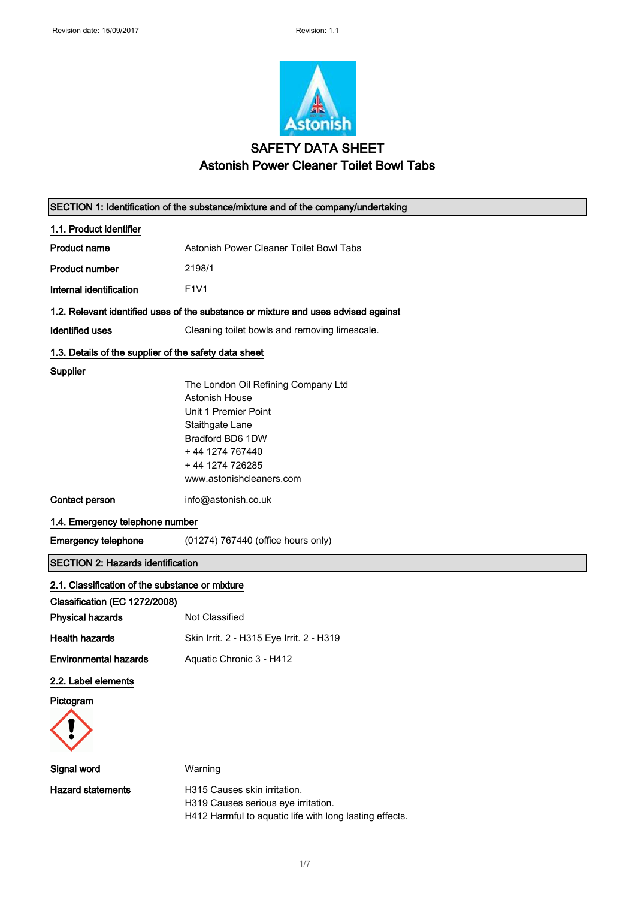# SAFETY DATA SHEET

## Astonish Power Cleaner Toilet Bowl Tabs

### SECTION 1: Identification of the substance/mixture and of the company/undertaking

#### 1.1. Product identifier

**Product name** Astonish Power Cleaner Toilet Bowl Tabs

**Product number** 2198/1

**Internal identification** F1V1

#### 1.2. Relevant identified uses of the substance or mixture and uses advised against

**Identified uses** Cleaning toilet bowls and removing limescale.

#### 1.3. Details of the supplier of the safety data sheet

**Supplier**

The London Oil Refining Company Ltd
Astonish House
Unit 1 Premier Point
Staithgate Lane
Bradford BD6 1DW
+ 44 1274 767440
+ 44 1274 726285
www.astonishcleaners.com

**Contact person** info@astonish.co.uk

#### 1.4. Emergency telephone number

**Emergency telephone** (01274) 767440 (office hours only)

### SECTION 2: Hazards identification

#### 2.1. Classification of the substance or mixture

**Classification (EC 1272/2008)**

**Physical hazards** Not Classified

**Health hazards** Skin Irrit. 2 - H315 Eye Irrit. 2 - H319

**Environmental hazards** Aquatic Chronic 3 - H412

#### 2.2. Label elements

**Pictogram**

**Signal word** Warning

**Hazard statements**

H315 Causes skin irritation.
H319 Causes serious eye irritation.
H412 Harmful to aquatic life with long lasting effects.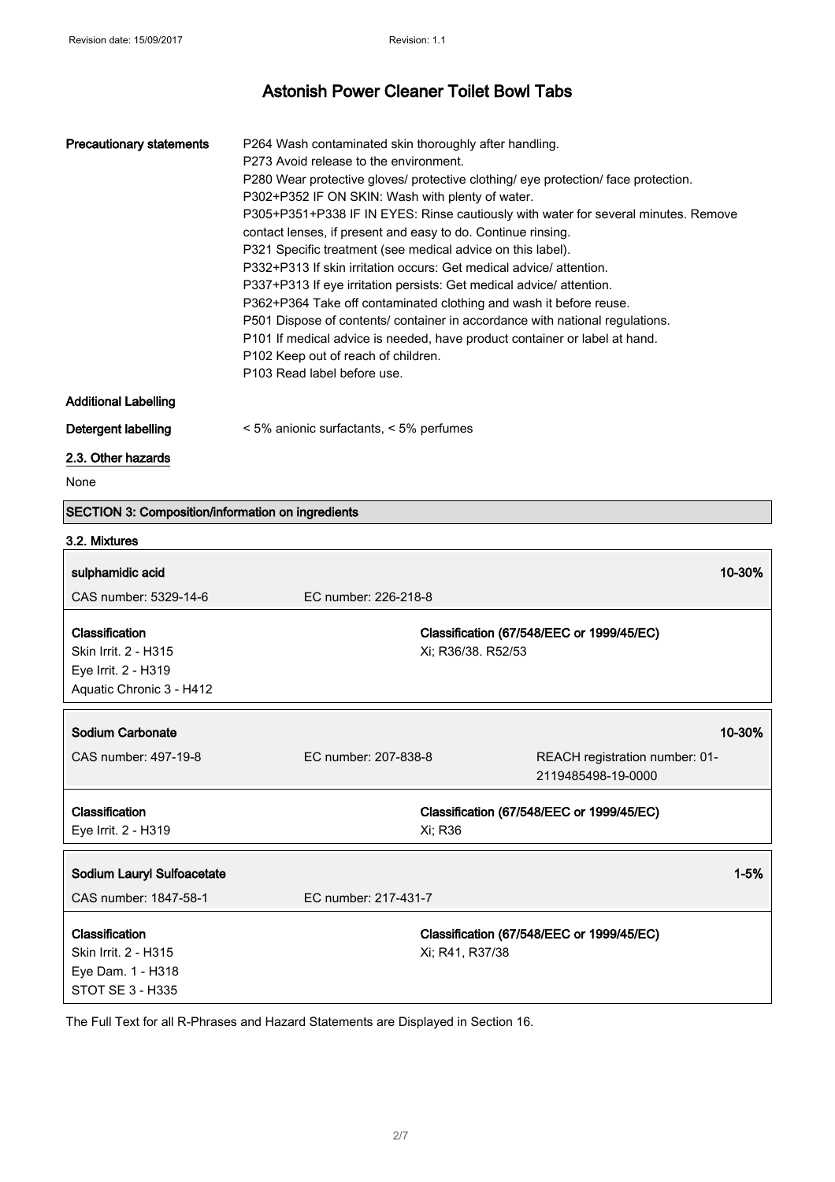**Precautionary statements**

P264 Wash contaminated skin thoroughly after handling.
P273 Avoid release to the environment.
P280 Wear protective gloves/ protective clothing/ eye protection/ face protection.
P302+P352 IF ON SKIN: Wash with plenty of water.
P305+P351+P338 IF IN EYES: Rinse cautiously with water for several minutes. Remove contact lenses, if present and easy to do. Continue rinsing.
P321 Specific treatment (see medical advice on this label).
P332+P313 If skin irritation occurs: Get medical advice/ attention.
P337+P313 If eye irritation persists: Get medical advice/ attention.
P362+P364 Take off contaminated clothing and wash it before reuse.
P501 Dispose of contents/ container in accordance with national regulations.
P101 If medical advice is needed, have product container or label at hand.
P102 Keep out of reach of children.
P103 Read label before use.

**Additional Labelling**

**Detergent labelling** < 5% anionic surfactants, < 5% perfumes

### 2.3. Other hazards

None

## SECTION 3: Composition/information on ingredients

### 3.2. Mixtures

| **sulphamidic acid** | | **10-30%** |
|---|---|---|
| CAS number: 5329-14-6 | EC number: 226-218-8 | |
| **Classification** | **Classification (67/548/EEC or 1999/45/EC)** | |
| Skin Irrit. 2 - H315<br>Eye Irrit. 2 - H319<br>Aquatic Chronic 3 - H412 | Xi; R36/38. R52/53 | |

| **Sodium Carbonate** | | **10-30%** |
|---|---|---|
| CAS number: 497-19-8 | EC number: 207-838-8 | REACH registration number: 01-2119485498-19-0000 |
| **Classification** | **Classification (67/548/EEC or 1999/45/EC)** | |
| Eye Irrit. 2 - H319 | Xi; R36 | |

| **Sodium Lauryl Sulfoacetate** | | **1-5%** |
|---|---|---|
| CAS number: 1847-58-1 | EC number: 217-431-7 | |
| **Classification** | **Classification (67/548/EEC or 1999/45/EC)** | |
| Skin Irrit. 2 - H315<br>Eye Dam. 1 - H318<br>STOT SE 3 - H335 | Xi; R41, R37/38 | |

The Full Text for all R-Phrases and Hazard Statements are Displayed in Section 16.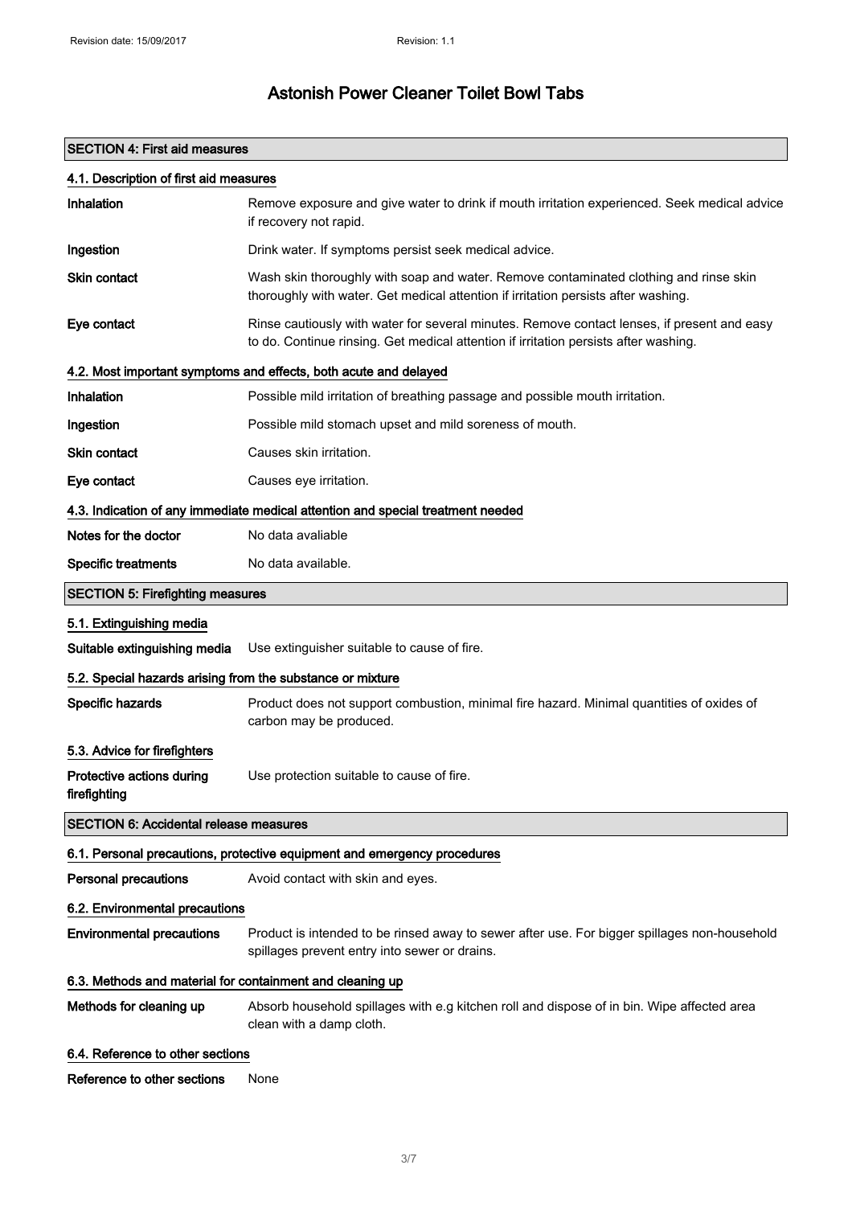# Astonish Power Cleaner Toilet Bowl Tabs

## SECTION 4: First aid measures

### 4.1. Description of first aid measures

| | |
|---|---|
| **Inhalation** | Remove exposure and give water to drink if mouth irritation experienced. Seek medical advice if recovery not rapid. |
| **Ingestion** | Drink water. If symptoms persist seek medical advice. |
| **Skin contact** | Wash skin thoroughly with soap and water. Remove contaminated clothing and rinse skin thoroughly with water. Get medical attention if irritation persists after washing. |
| **Eye contact** | Rinse cautiously with water for several minutes. Remove contact lenses, if present and easy to do. Continue rinsing. Get medical attention if irritation persists after washing. |

### 4.2. Most important symptoms and effects, both acute and delayed

| | |
|---|---|
| **Inhalation** | Possible mild irritation of breathing passage and possible mouth irritation. |
| **Ingestion** | Possible mild stomach upset and mild soreness of mouth. |
| **Skin contact** | Causes skin irritation. |
| **Eye contact** | Causes eye irritation. |

### 4.3. Indication of any immediate medical attention and special treatment needed

| | |
|---|---|
| **Notes for the doctor** | No data avaliable |
| **Specific treatments** | No data available. |

## SECTION 5: Firefighting measures

### 5.1. Extinguishing media

| | |
|---|---|
| **Suitable extinguishing media** | Use extinguisher suitable to cause of fire. |

### 5.2. Special hazards arising from the substance or mixture

| | |
|---|---|
| **Specific hazards** | Product does not support combustion, minimal fire hazard. Minimal quantities of oxides of carbon may be produced. |

### 5.3. Advice for firefighters

| | |
|---|---|
| **Protective actions during firefighting** | Use protection suitable to cause of fire. |

## SECTION 6: Accidental release measures

### 6.1. Personal precautions, protective equipment and emergency procedures

| | |
|---|---|
| **Personal precautions** | Avoid contact with skin and eyes. |

### 6.2. Environmental precautions

| | |
|---|---|
| **Environmental precautions** | Product is intended to be rinsed away to sewer after use. For bigger spillages non-household spillages prevent entry into sewer or drains. |

### 6.3. Methods and material for containment and cleaning up

| | |
|---|---|
| **Methods for cleaning up** | Absorb household spillages with e.g kitchen roll and dispose of in bin. Wipe affected area clean with a damp cloth. |

### 6.4. Reference to other sections

| | |
|---|---|
| **Reference to other sections** | None |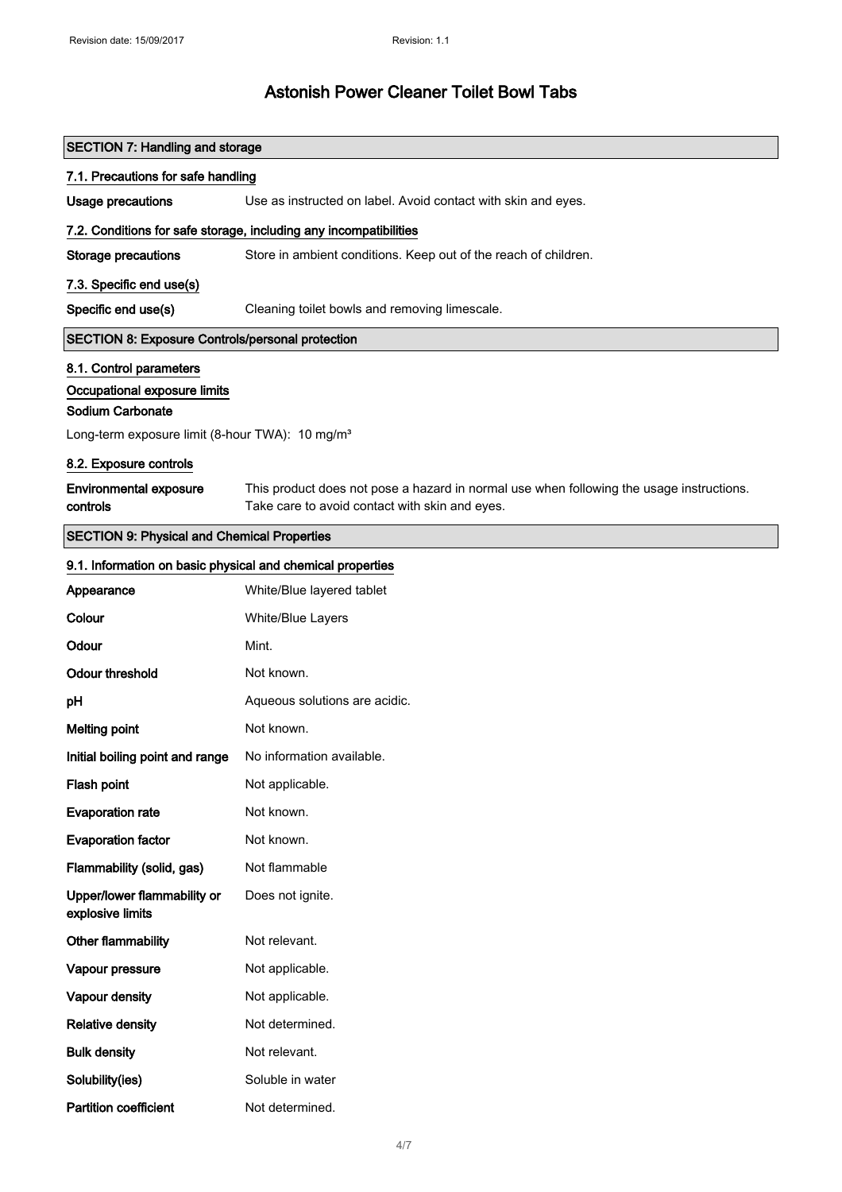# Astonish Power Cleaner Toilet Bowl Tabs

## SECTION 7: Handling and storage

### 7.1. Precautions for safe handling

**Usage precautions** Use as instructed on label. Avoid contact with skin and eyes.

### 7.2. Conditions for safe storage, including any incompatibilities

**Storage precautions** Store in ambient conditions. Keep out of the reach of children.

### 7.3. Specific end use(s)

**Specific end use(s)** Cleaning toilet bowls and removing limescale.

## SECTION 8: Exposure Controls/personal protection

### 8.1. Control parameters

**Occupational exposure limits**

**Sodium Carbonate**

Long-term exposure limit (8-hour TWA): 10 mg/m³

### 8.2. Exposure controls

**Environmental exposure controls** This product does not pose a hazard in normal use when following the usage instructions. Take care to avoid contact with skin and eyes.

## SECTION 9: Physical and Chemical Properties

### 9.1. Information on basic physical and chemical properties

| | |
|---|---|
| **Appearance** | White/Blue layered tablet |
| **Colour** | White/Blue Layers |
| **Odour** | Mint. |
| **Odour threshold** | Not known. |
| **pH** | Aqueous solutions are acidic. |
| **Melting point** | Not known. |
| **Initial boiling point and range** | No information available. |
| **Flash point** | Not applicable. |
| **Evaporation rate** | Not known. |
| **Evaporation factor** | Not known. |
| **Flammability (solid, gas)** | Not flammable |
| **Upper/lower flammability or explosive limits** | Does not ignite. |
| **Other flammability** | Not relevant. |
| **Vapour pressure** | Not applicable. |
| **Vapour density** | Not applicable. |
| **Relative density** | Not determined. |
| **Bulk density** | Not relevant. |
| **Solubility(ies)** | Soluble in water |
| **Partition coefficient** | Not determined. |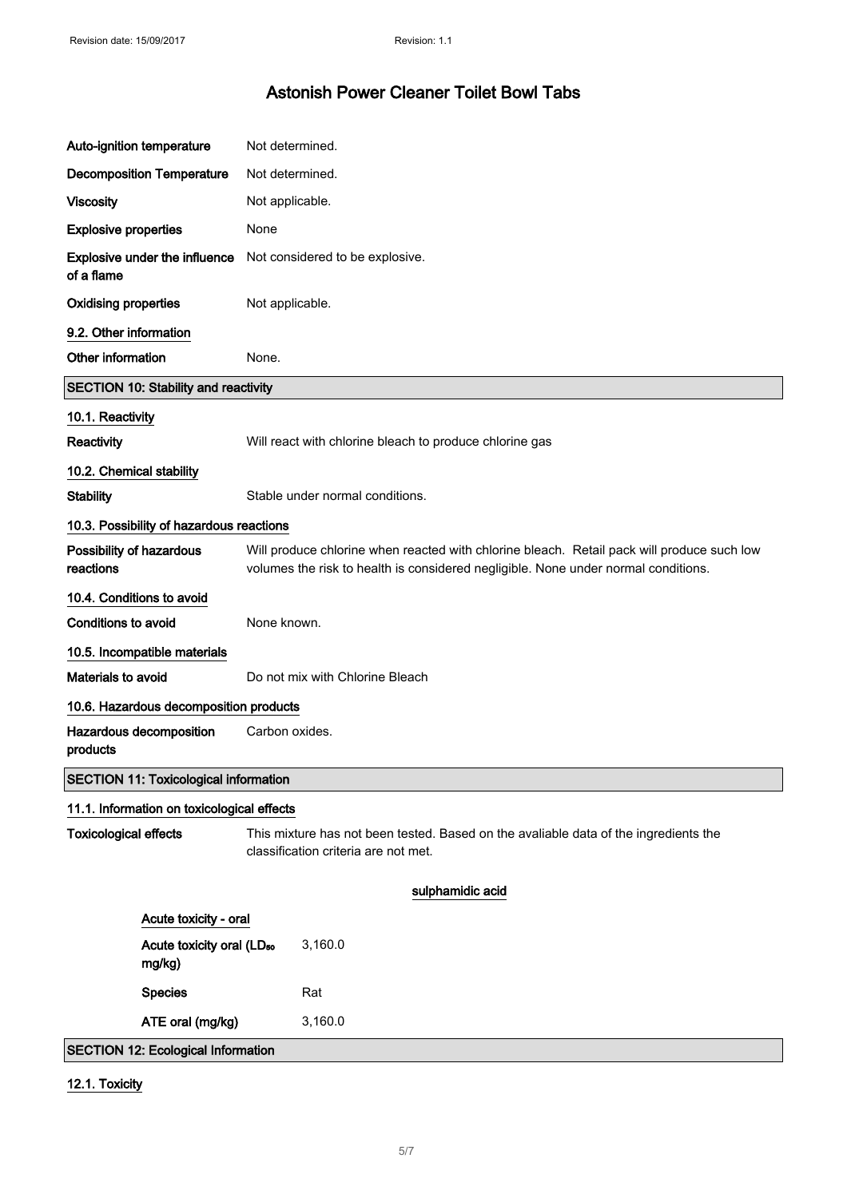| | |
|---|---|
| **Auto-ignition temperature** | Not determined. |
| **Decomposition Temperature** | Not determined. |
| **Viscosity** | Not applicable. |
| **Explosive properties** | None |
| **Explosive under the influence of a flame** | Not considered to be explosive. |
| **Oxidising properties** | Not applicable. |

**9.2. Other information**

| | |
|---|---|
| **Other information** | None. |

## SECTION 10: Stability and reactivity

**10.1. Reactivity**

| | |
|---|---|
| **Reactivity** | Will react with chlorine bleach to produce chlorine gas |

**10.2. Chemical stability**

| | |
|---|---|
| **Stability** | Stable under normal conditions. |

**10.3. Possibility of hazardous reactions**

| | |
|---|---|
| **Possibility of hazardous reactions** | Will produce chlorine when reacted with chlorine bleach. Retail pack will produce such low volumes the risk to health is considered negligible. None under normal conditions. |

**10.4. Conditions to avoid**

| | |
|---|---|
| **Conditions to avoid** | None known. |

**10.5. Incompatible materials**

| | |
|---|---|
| **Materials to avoid** | Do not mix with Chlorine Bleach |

**10.6. Hazardous decomposition products**

| | |
|---|---|
| **Hazardous decomposition products** | Carbon oxides. |

## SECTION 11: Toxicological information

**11.1. Information on toxicological effects**

| | |
|---|---|
| **Toxicological effects** | This mixture has not been tested. Based on the avaliable data of the ingredients the classification criteria are not met. |

**sulphamidic acid**

**Acute toxicity - oral**

| | |
|---|---|
| **Acute toxicity oral ($LD_{50}$ mg/kg)** | 3,160.0 |
| **Species** | Rat |
| **ATE oral (mg/kg)** | 3,160.0 |

## SECTION 12: Ecological Information

**12.1. Toxicity**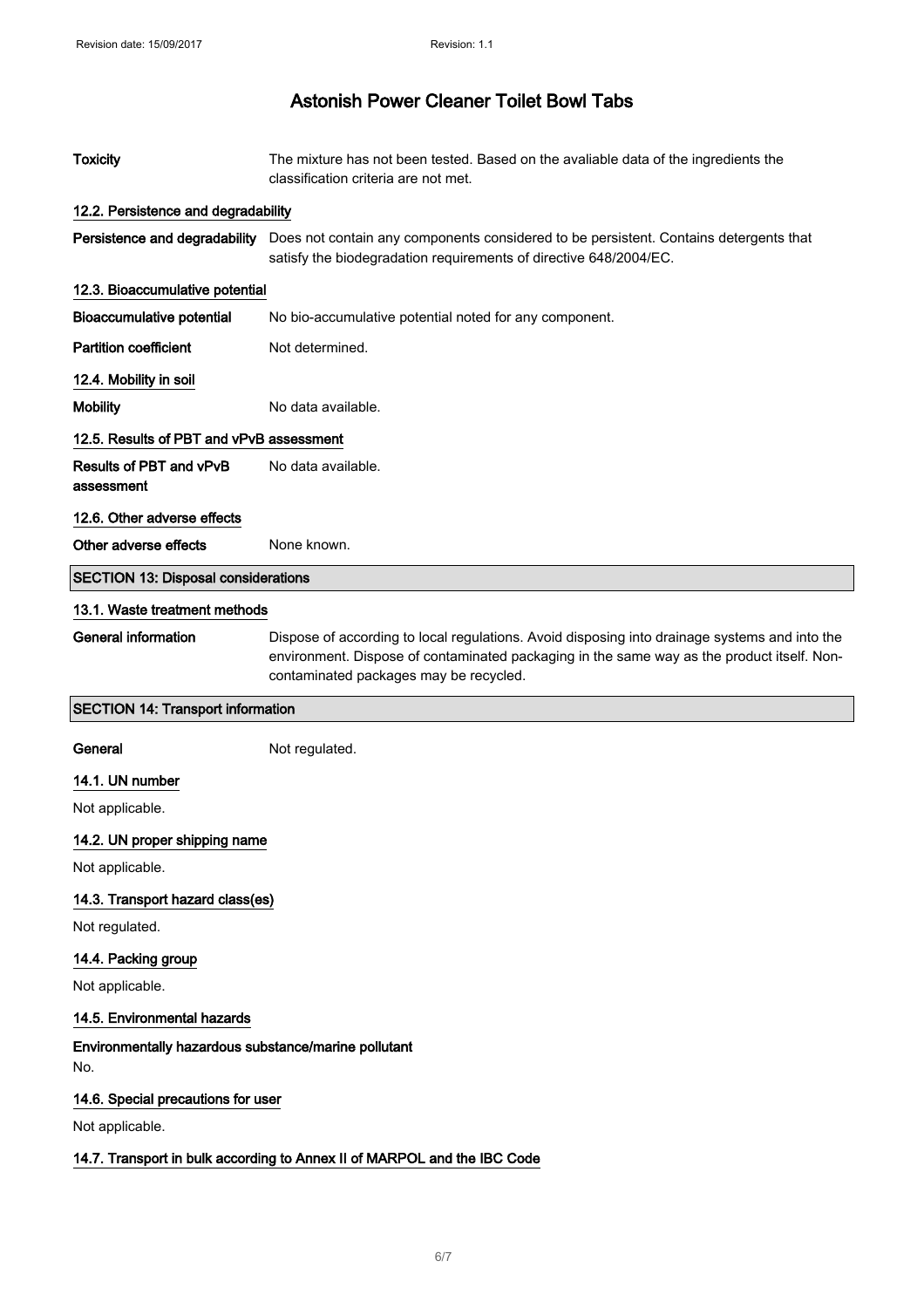| | |
|---|---|
| **Toxicity** | The mixture has not been tested. Based on the avaliable data of the ingredients the classification criteria are not met. |

### 12.2. Persistence and degradability

| | |
|---|---|
| **Persistence and degradability** | Does not contain any components considered to be persistent. Contains detergents that satisfy the biodegradation requirements of directive 648/2004/EC. |

### 12.3. Bioaccumulative potential

| | |
|---|---|
| **Bioaccumulative potential** | No bio-accumulative potential noted for any component. |
| **Partition coefficient** | Not determined. |

### 12.4. Mobility in soil

| | |
|---|---|
| **Mobility** | No data available. |

### 12.5. Results of PBT and vPvB assessment

| | |
|---|---|
| **Results of PBT and vPvB assessment** | No data available. |

### 12.6. Other adverse effects

| | |
|---|---|
| **Other adverse effects** | None known. |

## SECTION 13: Disposal considerations

### 13.1. Waste treatment methods

| | |
|---|---|
| **General information** | Dispose of according to local regulations. Avoid disposing into drainage systems and into the environment. Dispose of contaminated packaging in the same way as the product itself. Non-contaminated packages may be recycled. |

## SECTION 14: Transport information

| | |
|---|---|
| **General** | Not regulated. |

### 14.1. UN number

Not applicable.

### 14.2. UN proper shipping name

Not applicable.

### 14.3. Transport hazard class(es)

Not regulated.

### 14.4. Packing group

Not applicable.

### 14.5. Environmental hazards

**Environmentally hazardous substance/marine pollutant**

No.

### 14.6. Special precautions for user

Not applicable.

### 14.7. Transport in bulk according to Annex II of MARPOL and the IBC Code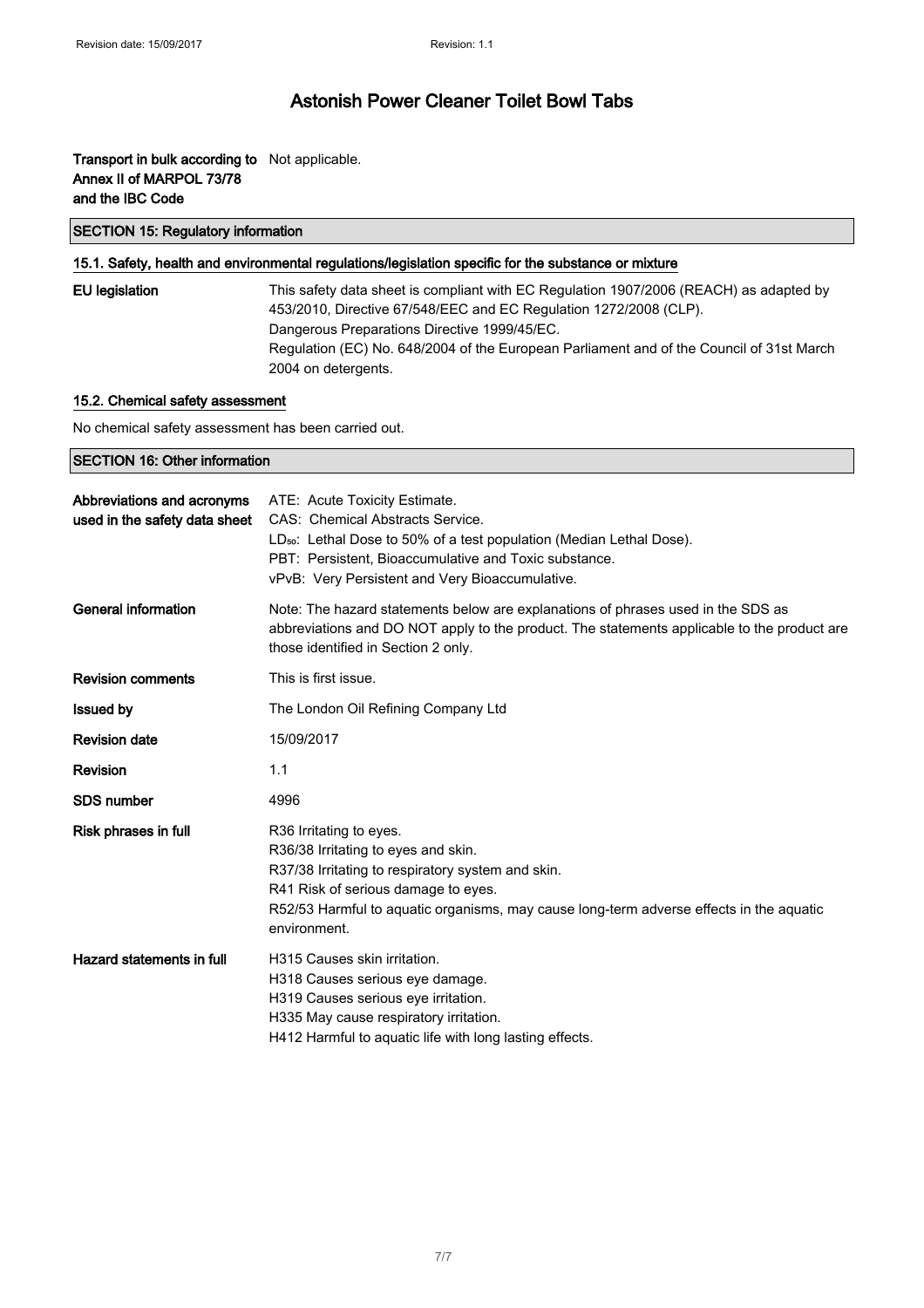**Transport in bulk according to Annex II of MARPOL 73/78 and the IBC Code** Not applicable.

## SECTION 15: Regulatory information

### 15.1. Safety, health and environmental regulations/legislation specific for the substance or mixture

**EU legislation** This safety data sheet is compliant with EC Regulation 1907/2006 (REACH) as adapted by 453/2010, Directive 67/548/EEC and EC Regulation 1272/2008 (CLP).
Dangerous Preparations Directive 1999/45/EC.
Regulation (EC) No. 648/2004 of the European Parliament and of the Council of 31st March 2004 on detergents.

### 15.2. Chemical safety assessment

No chemical safety assessment has been carried out.

## SECTION 16: Other information

**Abbreviations and acronyms used in the safety data sheet**
ATE: Acute Toxicity Estimate.
CAS: Chemical Abstracts Service.
$LD_{50}$: Lethal Dose to 50% of a test population (Median Lethal Dose).
PBT: Persistent, Bioaccumulative and Toxic substance.
vPvB: Very Persistent and Very Bioaccumulative.

**General information** Note: The hazard statements below are explanations of phrases used in the SDS as abbreviations and DO NOT apply to the product. The statements applicable to the product are those identified in Section 2 only.

**Revision comments** This is first issue.

**Issued by** The London Oil Refining Company Ltd

**Revision date** 15/09/2017

**Revision** 1.1

**SDS number** 4996

**Risk phrases in full**
R36 Irritating to eyes.
R36/38 Irritating to eyes and skin.
R37/38 Irritating to respiratory system and skin.
R41 Risk of serious damage to eyes.
R52/53 Harmful to aquatic organisms, may cause long-term adverse effects in the aquatic environment.

**Hazard statements in full**
H315 Causes skin irritation.
H318 Causes serious eye damage.
H319 Causes serious eye irritation.
H335 May cause respiratory irritation.
H412 Harmful to aquatic life with long lasting effects.